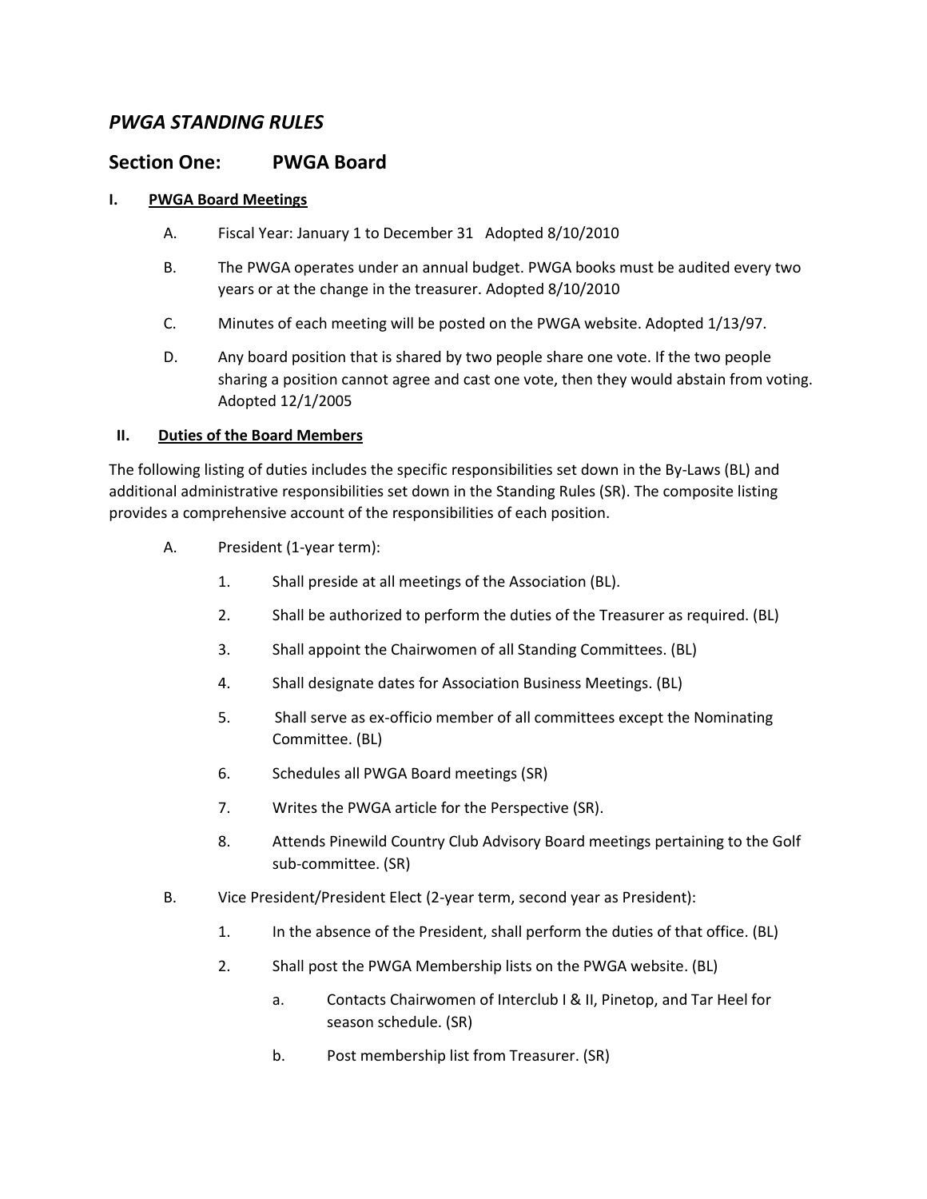# *PWGA STANDING RULES*

## Section One: PWGA Board

### I. <u>PWGA Board Meetings</u>

A. Fiscal Year: January 1 to December 31 Adopted 8/10/2010

B. The PWGA operates under an annual budget. PWGA books must be audited every two years or at the change in the treasurer. Adopted 8/10/2010

C. Minutes of each meeting will be posted on the PWGA website. Adopted 1/13/97.

D. Any board position that is shared by two people share one vote. If the two people sharing a position cannot agree and cast one vote, then they would abstain from voting. Adopted 12/1/2005

### II. <u>Duties of the Board Members</u>

The following listing of duties includes the specific responsibilities set down in the By-Laws (BL) and additional administrative responsibilities set down in the Standing Rules (SR). The composite listing provides a comprehensive account of the responsibilities of each position.

A. President (1-year term):

1. Shall preside at all meetings of the Association (BL).
2. Shall be authorized to perform the duties of the Treasurer as required. (BL)
3. Shall appoint the Chairwomen of all Standing Committees. (BL)
4. Shall designate dates for Association Business Meetings. (BL)
5. Shall serve as ex-officio member of all committees except the Nominating Committee. (BL)
6. Schedules all PWGA Board meetings (SR)
7. Writes the PWGA article for the Perspective (SR).
8. Attends Pinewild Country Club Advisory Board meetings pertaining to the Golf sub-committee. (SR)

B. Vice President/President Elect (2-year term, second year as President):

1. In the absence of the President, shall perform the duties of that office. (BL)
2. Shall post the PWGA Membership lists on the PWGA website. (BL)
   a. Contacts Chairwomen of Interclub I & II, Pinetop, and Tar Heel for season schedule. (SR)
   b. Post membership list from Treasurer. (SR)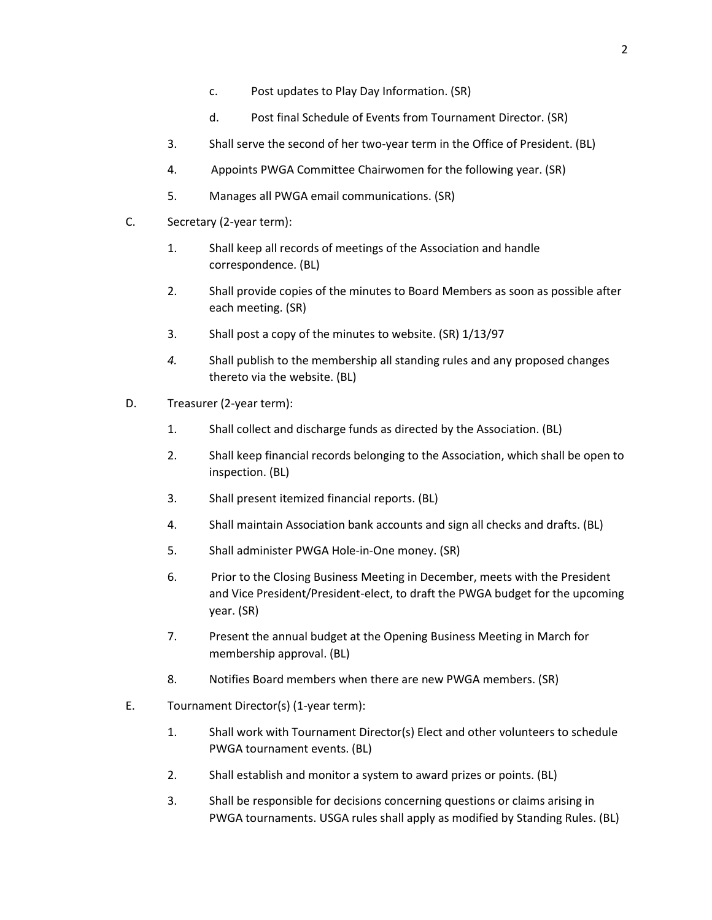c. Post updates to Play Day Information. (SR)

   d. Post final Schedule of Events from Tournament Director. (SR)

3. Shall serve the second of her two-year term in the Office of President. (BL)

4. Appoints PWGA Committee Chairwomen for the following year. (SR)

5. Manages all PWGA email communications. (SR)

C. Secretary (2-year term):

   1. Shall keep all records of meetings of the Association and handle correspondence. (BL)

   2. Shall provide copies of the minutes to Board Members as soon as possible after each meeting. (SR)

   3. Shall post a copy of the minutes to website. (SR) 1/13/97

   *4.* Shall publish to the membership all standing rules and any proposed changes thereto via the website. (BL)

D. Treasurer (2-year term):

   1. Shall collect and discharge funds as directed by the Association. (BL)

   2. Shall keep financial records belonging to the Association, which shall be open to inspection. (BL)

   3. Shall present itemized financial reports. (BL)

   4. Shall maintain Association bank accounts and sign all checks and drafts. (BL)

   5. Shall administer PWGA Hole-in-One money. (SR)

   6. Prior to the Closing Business Meeting in December, meets with the President and Vice President/President-elect, to draft the PWGA budget for the upcoming year. (SR)

   7. Present the annual budget at the Opening Business Meeting in March for membership approval. (BL)

   8. Notifies Board members when there are new PWGA members. (SR)

E. Tournament Director(s) (1-year term):

   1. Shall work with Tournament Director(s) Elect and other volunteers to schedule PWGA tournament events. (BL)

   2. Shall establish and monitor a system to award prizes or points. (BL)

   3. Shall be responsible for decisions concerning questions or claims arising in PWGA tournaments. USGA rules shall apply as modified by Standing Rules. (BL)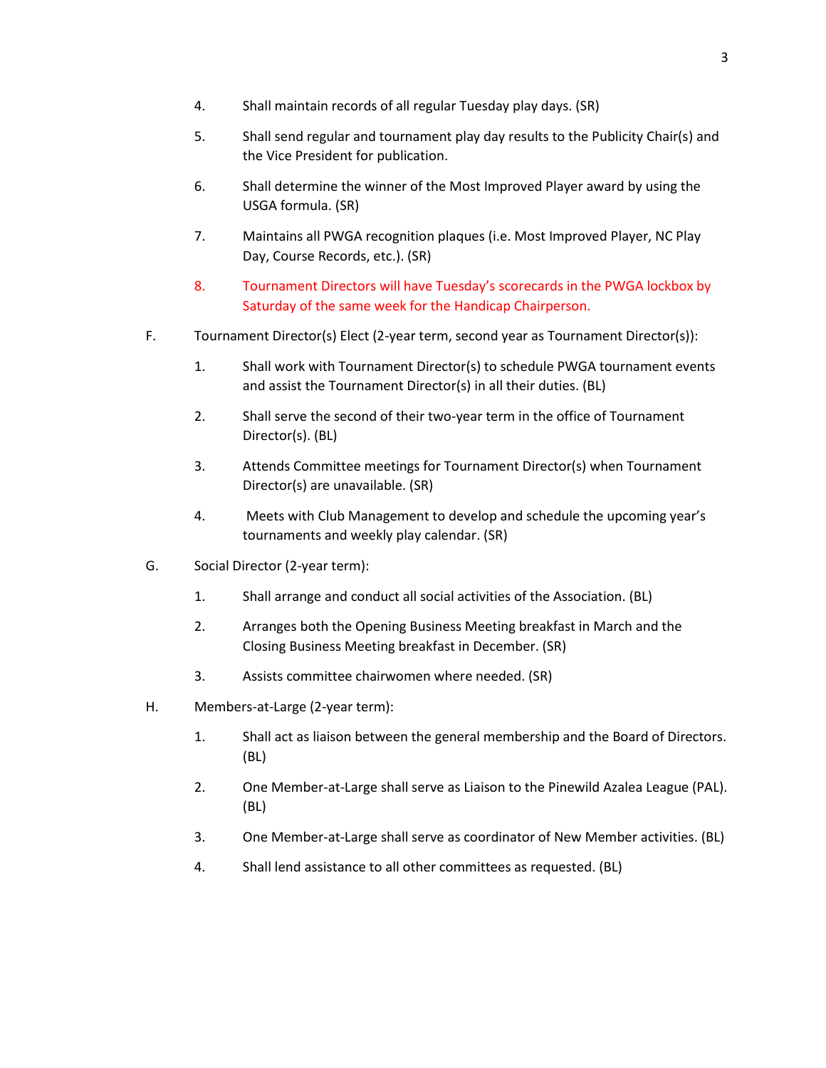4. Shall maintain records of all regular Tuesday play days. (SR)

5. Shall send regular and tournament play day results to the Publicity Chair(s) and the Vice President for publication.

6. Shall determine the winner of the Most Improved Player award by using the USGA formula. (SR)

7. Maintains all PWGA recognition plaques (i.e. Most Improved Player, NC Play Day, Course Records, etc.). (SR)

8. Tournament Directors will have Tuesday's scorecards in the PWGA lockbox by Saturday of the same week for the Handicap Chairperson.

F. Tournament Director(s) Elect (2-year term, second year as Tournament Director(s)):

1. Shall work with Tournament Director(s) to schedule PWGA tournament events and assist the Tournament Director(s) in all their duties. (BL)

2. Shall serve the second of their two-year term in the office of Tournament Director(s). (BL)

3. Attends Committee meetings for Tournament Director(s) when Tournament Director(s) are unavailable. (SR)

4. Meets with Club Management to develop and schedule the upcoming year's tournaments and weekly play calendar. (SR)

G. Social Director (2-year term):

1. Shall arrange and conduct all social activities of the Association. (BL)

2. Arranges both the Opening Business Meeting breakfast in March and the Closing Business Meeting breakfast in December. (SR)

3. Assists committee chairwomen where needed. (SR)

H. Members-at-Large (2-year term):

1. Shall act as liaison between the general membership and the Board of Directors. (BL)

2. One Member-at-Large shall serve as Liaison to the Pinewild Azalea League (PAL). (BL)

3. One Member-at-Large shall serve as coordinator of New Member activities. (BL)

4. Shall lend assistance to all other committees as requested. (BL)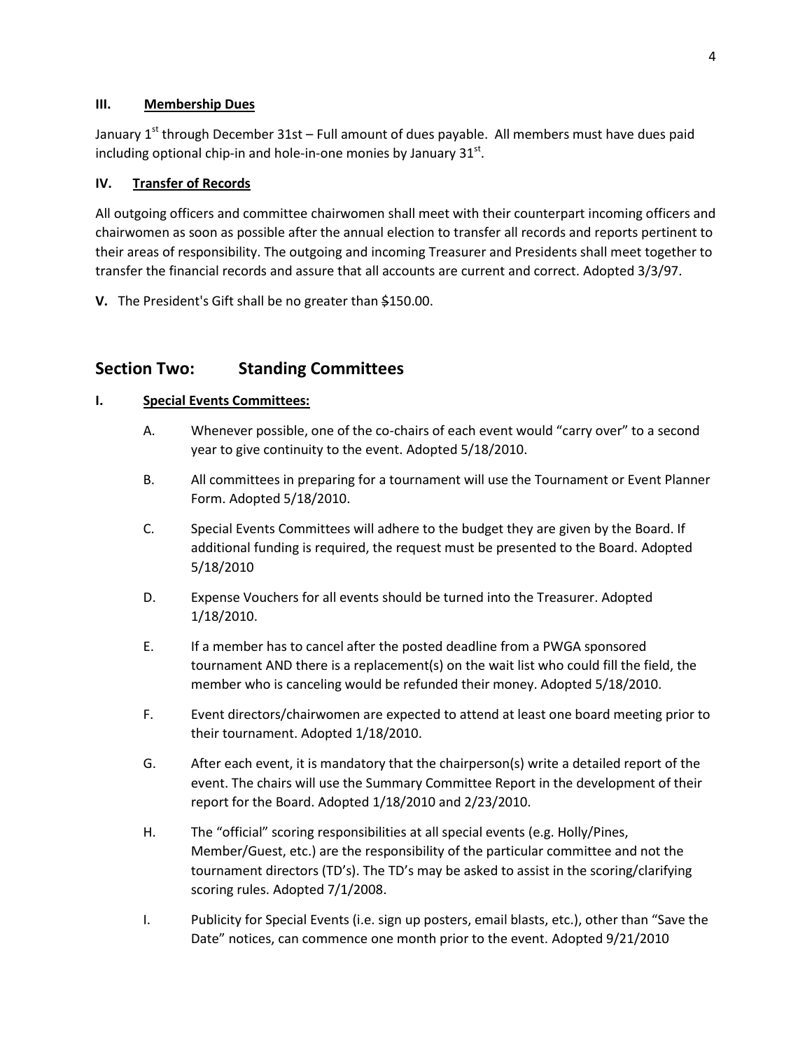### III. Membership Dues

January 1st through December 31st – Full amount of dues payable. All members must have dues paid including optional chip-in and hole-in-one monies by January 31st.

### IV. Transfer of Records

All outgoing officers and committee chairwomen shall meet with their counterpart incoming officers and chairwomen as soon as possible after the annual election to transfer all records and reports pertinent to their areas of responsibility. The outgoing and incoming Treasurer and Presidents shall meet together to transfer the financial records and assure that all accounts are current and correct. Adopted 3/3/97.

**V.** The President's Gift shall be no greater than $150.00.

## Section Two: Standing Committees

### I. Special Events Committees:

A. Whenever possible, one of the co-chairs of each event would "carry over" to a second year to give continuity to the event. Adopted 5/18/2010.

B. All committees in preparing for a tournament will use the Tournament or Event Planner Form. Adopted 5/18/2010.

C. Special Events Committees will adhere to the budget they are given by the Board. If additional funding is required, the request must be presented to the Board. Adopted 5/18/2010

D. Expense Vouchers for all events should be turned into the Treasurer. Adopted 1/18/2010.

E. If a member has to cancel after the posted deadline from a PWGA sponsored tournament AND there is a replacement(s) on the wait list who could fill the field, the member who is canceling would be refunded their money. Adopted 5/18/2010.

F. Event directors/chairwomen are expected to attend at least one board meeting prior to their tournament. Adopted 1/18/2010.

G. After each event, it is mandatory that the chairperson(s) write a detailed report of the event. The chairs will use the Summary Committee Report in the development of their report for the Board. Adopted 1/18/2010 and 2/23/2010.

H. The "official" scoring responsibilities at all special events (e.g. Holly/Pines, Member/Guest, etc.) are the responsibility of the particular committee and not the tournament directors (TD's). The TD's may be asked to assist in the scoring/clarifying scoring rules. Adopted 7/1/2008.

I. Publicity for Special Events (i.e. sign up posters, email blasts, etc.), other than "Save the Date" notices, can commence one month prior to the event. Adopted 9/21/2010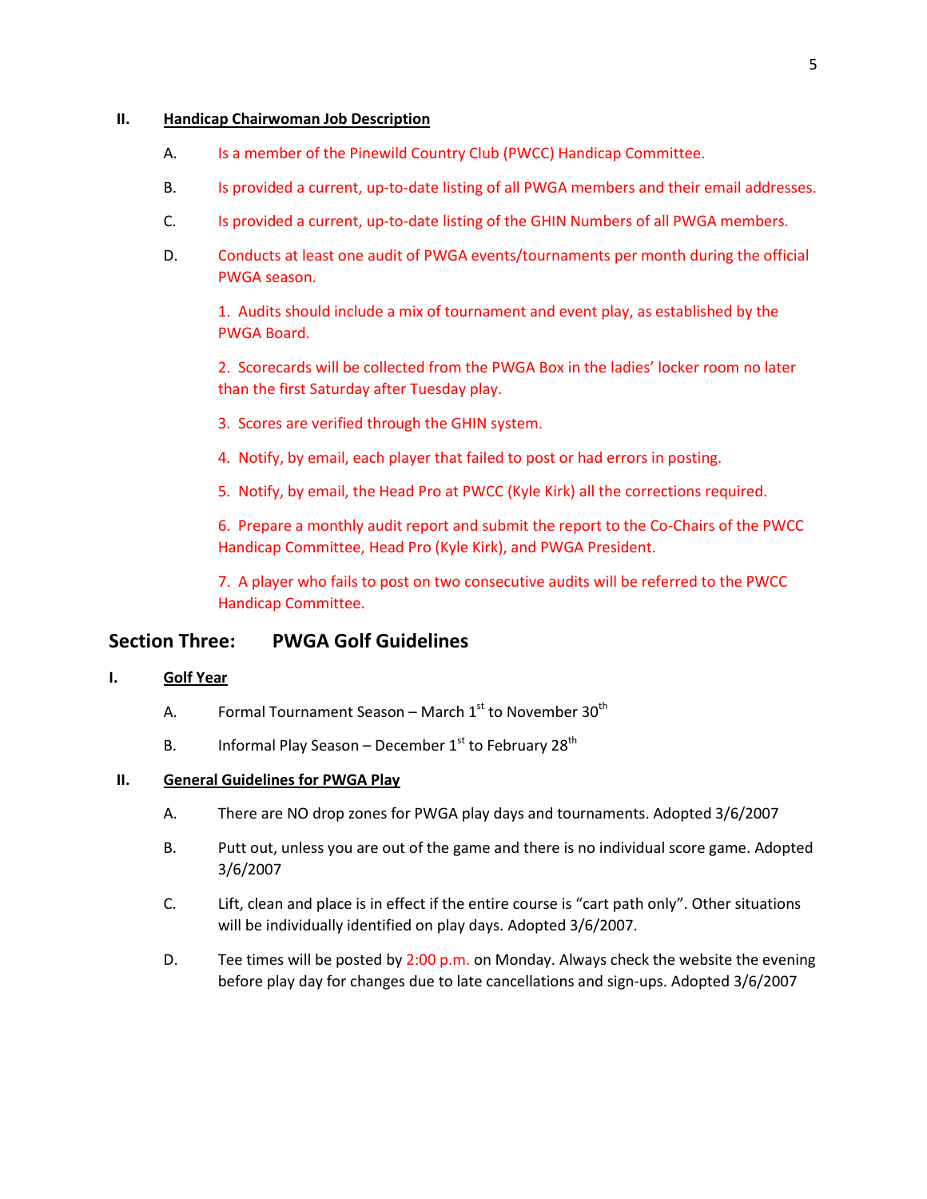## II. Handicap Chairwoman Job Description

A. Is a member of the Pinewild Country Club (PWCC) Handicap Committee.

B. Is provided a current, up-to-date listing of all PWGA members and their email addresses.

C. Is provided a current, up-to-date listing of the GHIN Numbers of all PWGA members.

D. Conducts at least one audit of PWGA events/tournaments per month during the official PWGA season.

1. Audits should include a mix of tournament and event play, as established by the PWGA Board.

2. Scorecards will be collected from the PWGA Box in the ladies' locker room no later than the first Saturday after Tuesday play.

3. Scores are verified through the GHIN system.

4. Notify, by email, each player that failed to post or had errors in posting.

5. Notify, by email, the Head Pro at PWCC (Kyle Kirk) all the corrections required.

6. Prepare a monthly audit report and submit the report to the Co-Chairs of the PWCC Handicap Committee, Head Pro (Kyle Kirk), and PWGA President.

7. A player who fails to post on two consecutive audits will be referred to the PWCC Handicap Committee.

# Section Three: PWGA Golf Guidelines

## I. Golf Year

A. Formal Tournament Season – March 1st to November 30th

B. Informal Play Season – December 1st to February 28th

## II. General Guidelines for PWGA Play

A. There are NO drop zones for PWGA play days and tournaments. Adopted 3/6/2007

B. Putt out, unless you are out of the game and there is no individual score game. Adopted 3/6/2007

C. Lift, clean and place is in effect if the entire course is "cart path only". Other situations will be individually identified on play days. Adopted 3/6/2007.

D. Tee times will be posted by 2:00 p.m. on Monday. Always check the website the evening before play day for changes due to late cancellations and sign-ups. Adopted 3/6/2007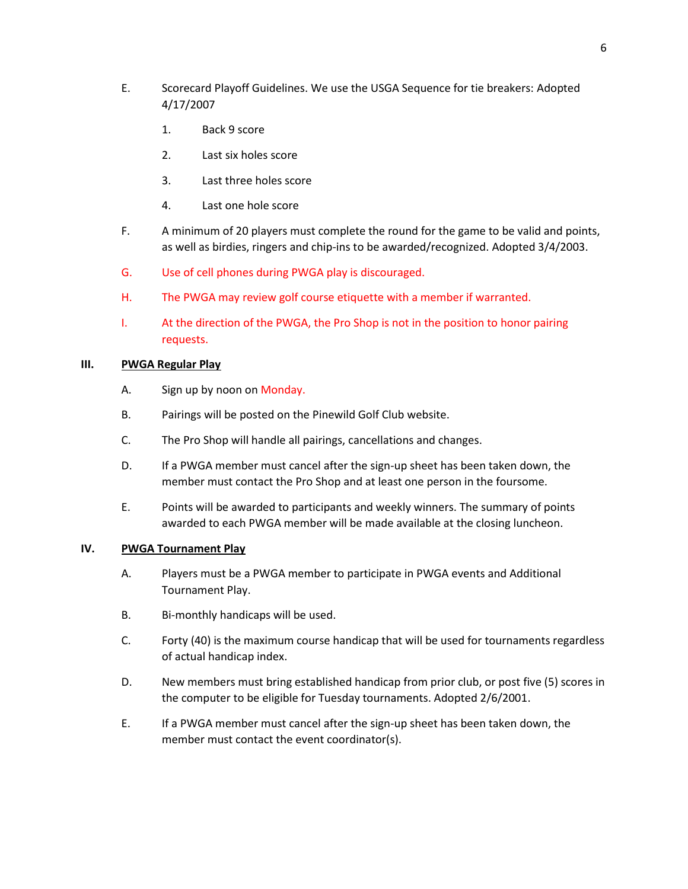E. Scorecard Playoff Guidelines. We use the USGA Sequence for tie breakers: Adopted 4/17/2007

1. Back 9 score
2. Last six holes score
3. Last three holes score
4. Last one hole score

F. A minimum of 20 players must complete the round for the game to be valid and points, as well as birdies, ringers and chip-ins to be awarded/recognized. Adopted 3/4/2003.

G. Use of cell phones during PWGA play is discouraged.

H. The PWGA may review golf course etiquette with a member if warranted.

I. At the direction of the PWGA, the Pro Shop is not in the position to honor pairing requests.

## III. PWGA Regular Play

A. Sign up by noon on Monday.

B. Pairings will be posted on the Pinewild Golf Club website.

C. The Pro Shop will handle all pairings, cancellations and changes.

D. If a PWGA member must cancel after the sign-up sheet has been taken down, the member must contact the Pro Shop and at least one person in the foursome.

E. Points will be awarded to participants and weekly winners. The summary of points awarded to each PWGA member will be made available at the closing luncheon.

## IV. PWGA Tournament Play

A. Players must be a PWGA member to participate in PWGA events and Additional Tournament Play.

B. Bi-monthly handicaps will be used.

C. Forty (40) is the maximum course handicap that will be used for tournaments regardless of actual handicap index.

D. New members must bring established handicap from prior club, or post five (5) scores in the computer to be eligible for Tuesday tournaments. Adopted 2/6/2001.

E. If a PWGA member must cancel after the sign-up sheet has been taken down, the member must contact the event coordinator(s).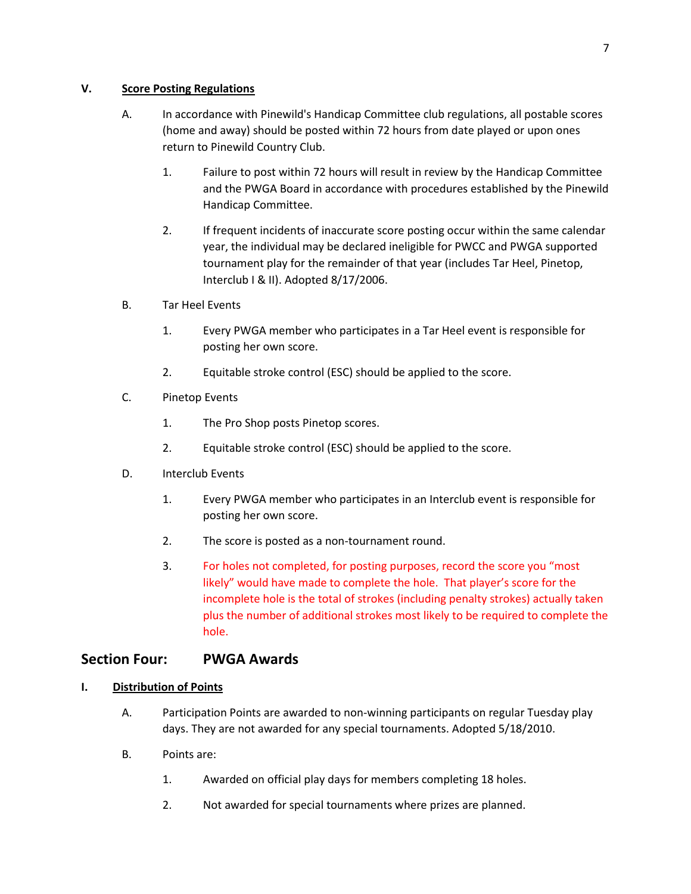### V. Score Posting Regulations

A. In accordance with Pinewild's Handicap Committee club regulations, all postable scores (home and away) should be posted within 72 hours from date played or upon ones return to Pinewild Country Club.

1. Failure to post within 72 hours will result in review by the Handicap Committee and the PWGA Board in accordance with procedures established by the Pinewild Handicap Committee.

2. If frequent incidents of inaccurate score posting occur within the same calendar year, the individual may be declared ineligible for PWCC and PWGA supported tournament play for the remainder of that year (includes Tar Heel, Pinetop, Interclub I & II). Adopted 8/17/2006.

B. Tar Heel Events

1. Every PWGA member who participates in a Tar Heel event is responsible for posting her own score.

2. Equitable stroke control (ESC) should be applied to the score.

C. Pinetop Events

1. The Pro Shop posts Pinetop scores.

2. Equitable stroke control (ESC) should be applied to the score.

D. Interclub Events

1. Every PWGA member who participates in an Interclub event is responsible for posting her own score.

2. The score is posted as a non-tournament round.

3. For holes not completed, for posting purposes, record the score you "most likely" would have made to complete the hole. That player's score for the incomplete hole is the total of strokes (including penalty strokes) actually taken plus the number of additional strokes most likely to be required to complete the hole.

## Section Four: PWGA Awards

### I. Distribution of Points

A. Participation Points are awarded to non-winning participants on regular Tuesday play days. They are not awarded for any special tournaments. Adopted 5/18/2010.

B. Points are:

1. Awarded on official play days for members completing 18 holes.

2. Not awarded for special tournaments where prizes are planned.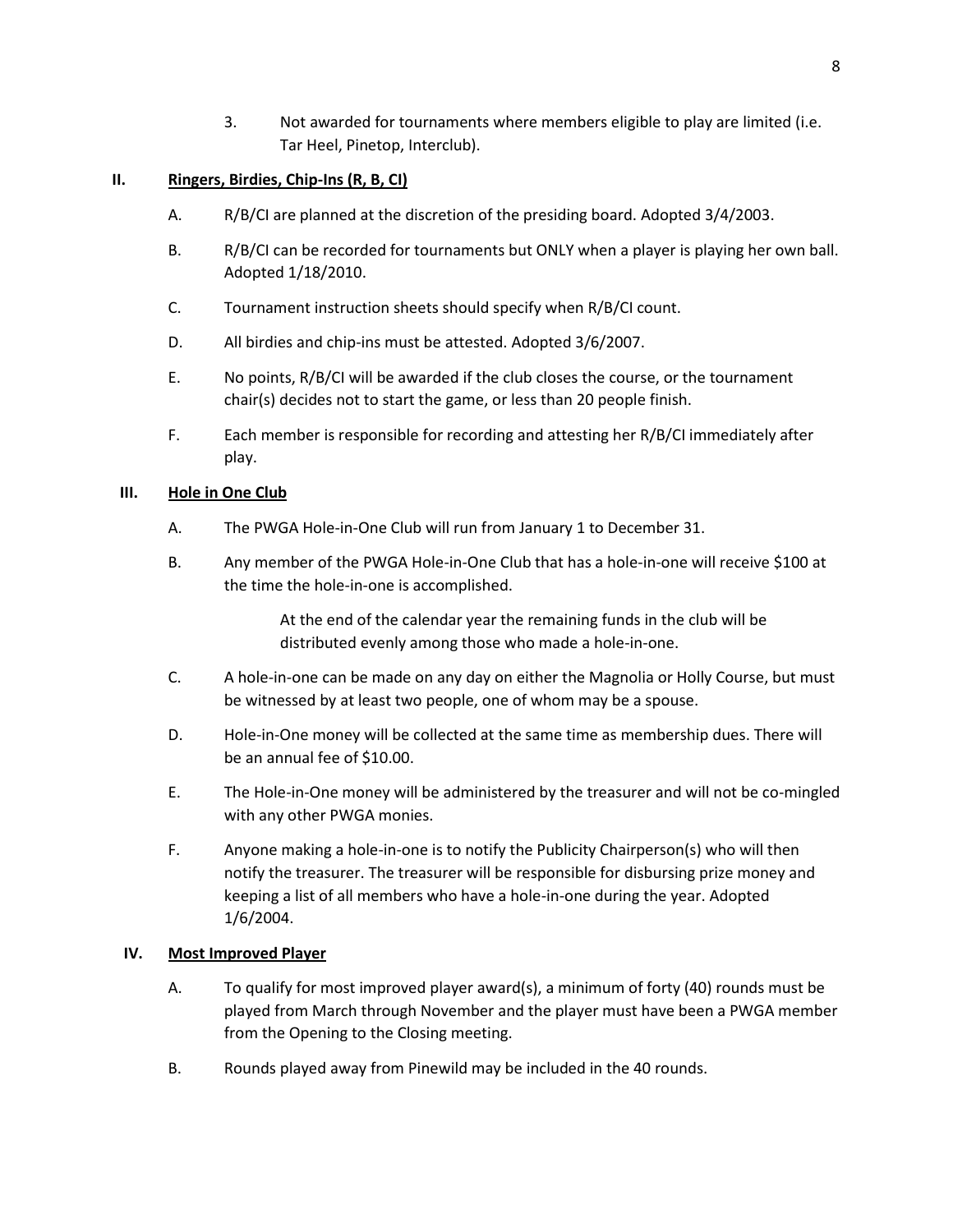3. Not awarded for tournaments where members eligible to play are limited (i.e. Tar Heel, Pinetop, Interclub).

## II. Ringers, Birdies, Chip-Ins (R, B, CI)

A. R/B/CI are planned at the discretion of the presiding board. Adopted 3/4/2003.

B. R/B/CI can be recorded for tournaments but ONLY when a player is playing her own ball. Adopted 1/18/2010.

C. Tournament instruction sheets should specify when R/B/CI count.

D. All birdies and chip-ins must be attested. Adopted 3/6/2007.

E. No points, R/B/CI will be awarded if the club closes the course, or the tournament chair(s) decides not to start the game, or less than 20 people finish.

F. Each member is responsible for recording and attesting her R/B/CI immediately after play.

## III. Hole in One Club

A. The PWGA Hole-in-One Club will run from January 1 to December 31.

B. Any member of the PWGA Hole-in-One Club that has a hole-in-one will receive $100 at the time the hole-in-one is accomplished.

   At the end of the calendar year the remaining funds in the club will be distributed evenly among those who made a hole-in-one.

C. A hole-in-one can be made on any day on either the Magnolia or Holly Course, but must be witnessed by at least two people, one of whom may be a spouse.

D. Hole-in-One money will be collected at the same time as membership dues. There will be an annual fee of $10.00.

E. The Hole-in-One money will be administered by the treasurer and will not be co-mingled with any other PWGA monies.

F. Anyone making a hole-in-one is to notify the Publicity Chairperson(s) who will then notify the treasurer. The treasurer will be responsible for disbursing prize money and keeping a list of all members who have a hole-in-one during the year. Adopted 1/6/2004.

## IV. Most Improved Player

A. To qualify for most improved player award(s), a minimum of forty (40) rounds must be played from March through November and the player must have been a PWGA member from the Opening to the Closing meeting.

B. Rounds played away from Pinewild may be included in the 40 rounds.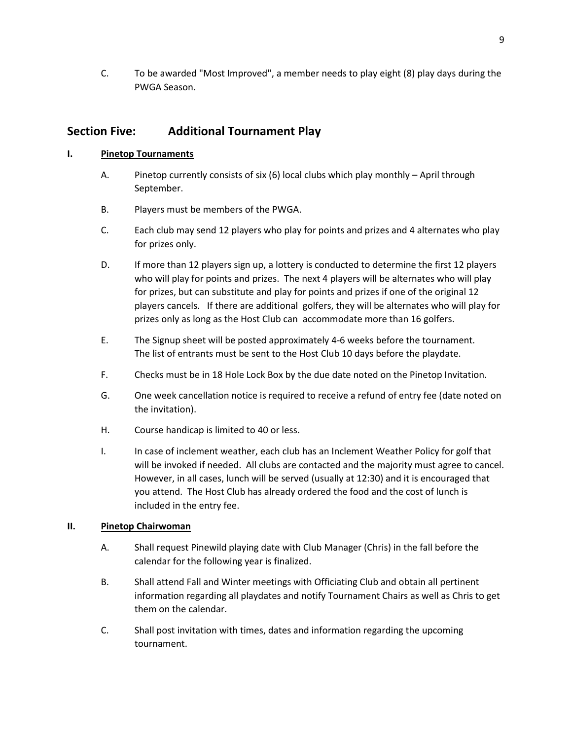C. To be awarded "Most Improved", a member needs to play eight (8) play days during the PWGA Season.

## Section Five: Additional Tournament Play

### I. Pinetop Tournaments

A. Pinetop currently consists of six (6) local clubs which play monthly – April through September.

B. Players must be members of the PWGA.

C. Each club may send 12 players who play for points and prizes and 4 alternates who play for prizes only.

D. If more than 12 players sign up, a lottery is conducted to determine the first 12 players who will play for points and prizes. The next 4 players will be alternates who will play for prizes, but can substitute and play for points and prizes if one of the original 12 players cancels. If there are additional golfers, they will be alternates who will play for prizes only as long as the Host Club can accommodate more than 16 golfers.

E. The Signup sheet will be posted approximately 4-6 weeks before the tournament. The list of entrants must be sent to the Host Club 10 days before the playdate.

F. Checks must be in 18 Hole Lock Box by the due date noted on the Pinetop Invitation.

G. One week cancellation notice is required to receive a refund of entry fee (date noted on the invitation).

H. Course handicap is limited to 40 or less.

I. In case of inclement weather, each club has an Inclement Weather Policy for golf that will be invoked if needed. All clubs are contacted and the majority must agree to cancel. However, in all cases, lunch will be served (usually at 12:30) and it is encouraged that you attend. The Host Club has already ordered the food and the cost of lunch is included in the entry fee.

### II. Pinetop Chairwoman

A. Shall request Pinewild playing date with Club Manager (Chris) in the fall before the calendar for the following year is finalized.

B. Shall attend Fall and Winter meetings with Officiating Club and obtain all pertinent information regarding all playdates and notify Tournament Chairs as well as Chris to get them on the calendar.

C. Shall post invitation with times, dates and information regarding the upcoming tournament.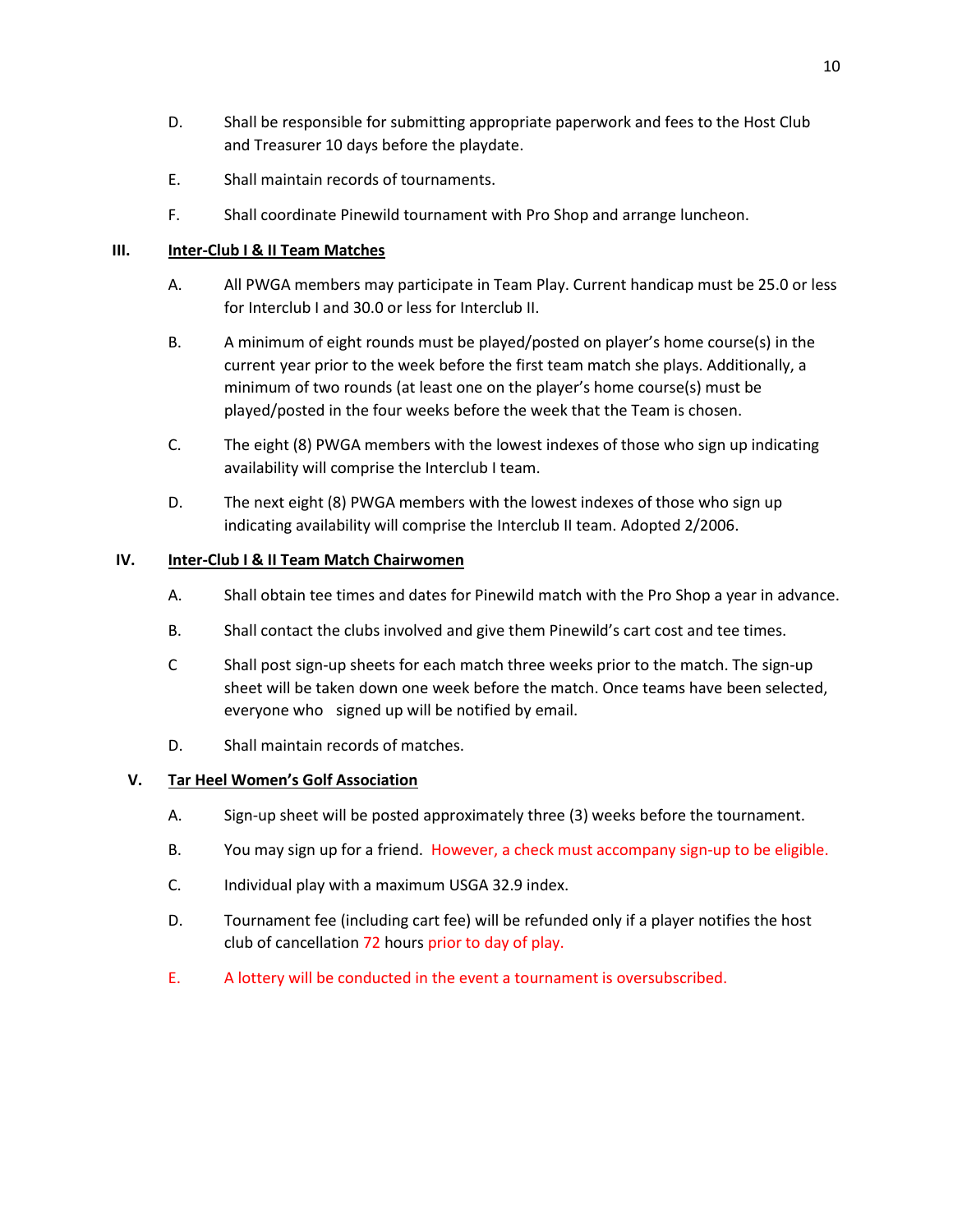D. Shall be responsible for submitting appropriate paperwork and fees to the Host Club and Treasurer 10 days before the playdate.

E. Shall maintain records of tournaments.

F. Shall coordinate Pinewild tournament with Pro Shop and arrange luncheon.

## III. <u>Inter-Club I & II Team Matches</u>

A. All PWGA members may participate in Team Play. Current handicap must be 25.0 or less for Interclub I and 30.0 or less for Interclub II.

B. A minimum of eight rounds must be played/posted on player's home course(s) in the current year prior to the week before the first team match she plays. Additionally, a minimum of two rounds (at least one on the player's home course(s) must be played/posted in the four weeks before the week that the Team is chosen.

C. The eight (8) PWGA members with the lowest indexes of those who sign up indicating availability will comprise the Interclub I team.

D. The next eight (8) PWGA members with the lowest indexes of those who sign up indicating availability will comprise the Interclub II team. Adopted 2/2006.

## IV. <u>Inter-Club I & II Team Match Chairwomen</u>

A. Shall obtain tee times and dates for Pinewild match with the Pro Shop a year in advance.

B. Shall contact the clubs involved and give them Pinewild's cart cost and tee times.

C Shall post sign-up sheets for each match three weeks prior to the match. The sign-up sheet will be taken down one week before the match. Once teams have been selected, everyone who signed up will be notified by email.

D. Shall maintain records of matches.

## V. <u>Tar Heel Women's Golf Association</u>

A. Sign-up sheet will be posted approximately three (3) weeks before the tournament.

B. You may sign up for a friend. However, a check must accompany sign-up to be eligible.

C. Individual play with a maximum USGA 32.9 index.

D. Tournament fee (including cart fee) will be refunded only if a player notifies the host club of cancellation 72 hours prior to day of play.

E. A lottery will be conducted in the event a tournament is oversubscribed.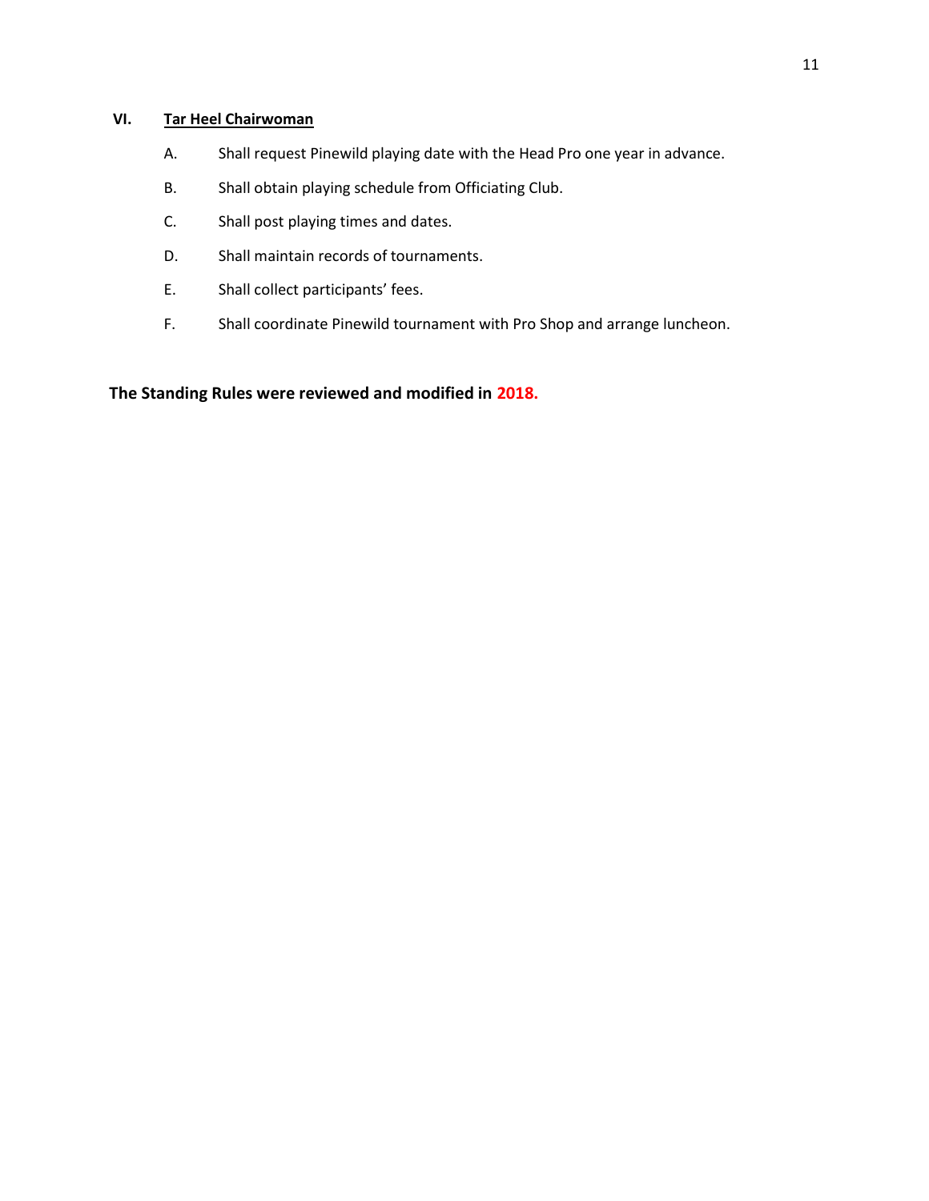## VI. <u>Tar Heel Chairwoman</u>

A. Shall request Pinewild playing date with the Head Pro one year in advance.

B. Shall obtain playing schedule from Officiating Club.

C. Shall post playing times and dates.

D. Shall maintain records of tournaments.

E. Shall collect participants' fees.

F. Shall coordinate Pinewild tournament with Pro Shop and arrange luncheon.

**The Standing Rules were reviewed and modified in 2018.**